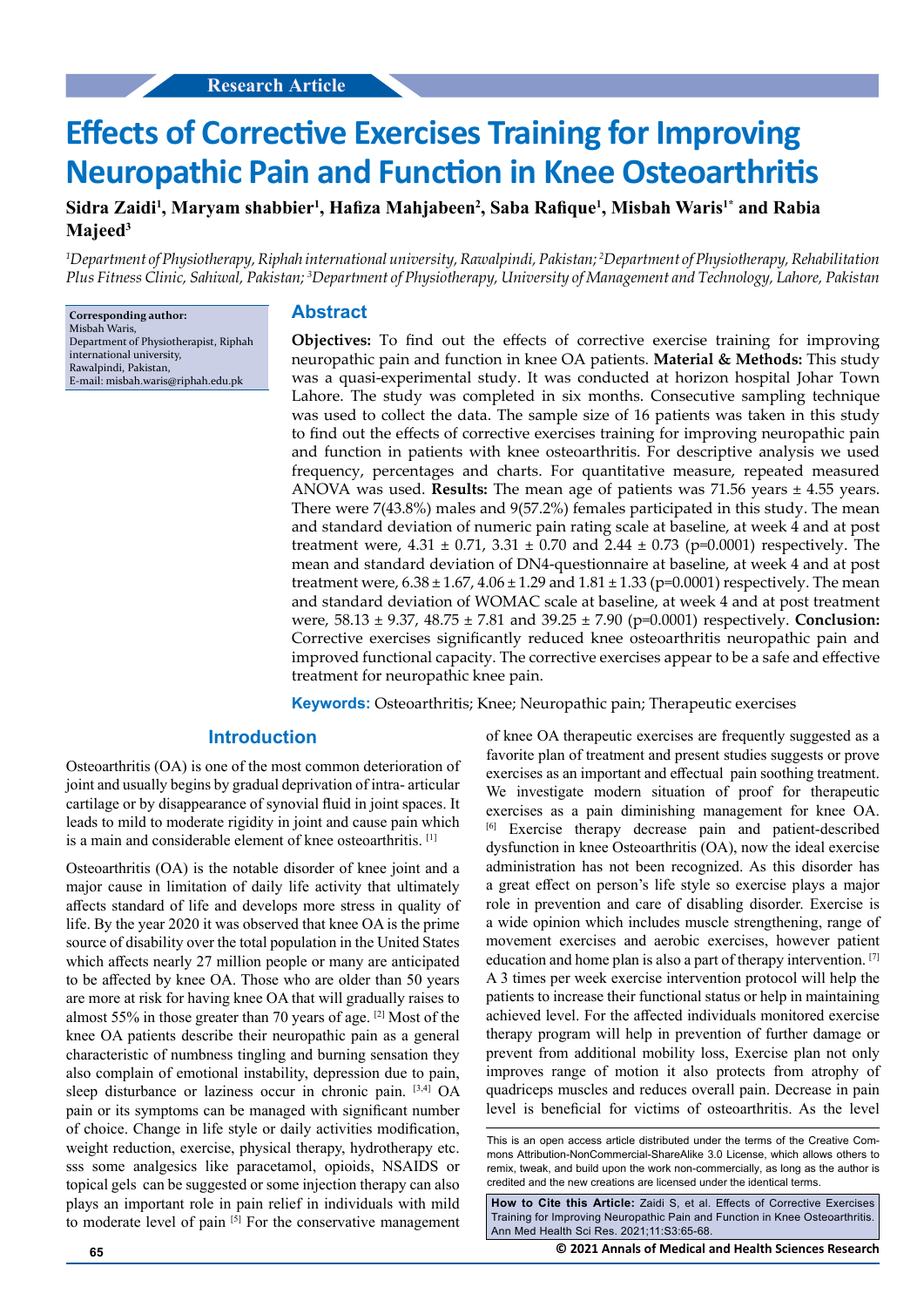Research Article

# Effects of Corrective Exercises Training for Improving Neuropathic Pain and Function in Knee Osteoarthritis

**Sidra Zaidi[1], Maryam shabbier[1], Hafiza Mahjabeen[2], Saba Rafique[1], Misbah Waris[1*] and Rabia Majeed[3]**

*[1]Department of Physiotherapy, Riphah international university, Rawalpindi, Pakistan; [2]Department of Physiotherapy, Rehabilitation Plus Fitness Clinic, Sahiwal, Pakistan; [3]Department of Physiotherapy, University of Management and Technology, Lahore, Pakistan*

**Corresponding author:**
Misbah Waris,
Department of Physiotherapist, Riphah international university,
Rawalpindi, Pakistan,
E-mail: misbah.waris@riphah.edu.pk

## Abstract

**Objectives:** To find out the effects of corrective exercise training for improving neuropathic pain and function in knee OA patients. **Material & Methods:** This study was a quasi-experimental study. It was conducted at horizon hospital Johar Town Lahore. The study was completed in six months. Consecutive sampling technique was used to collect the data. The sample size of 16 patients was taken in this study to find out the effects of corrective exercises training for improving neuropathic pain and function in patients with knee osteoarthritis. For descriptive analysis we used frequency, percentages and charts. For quantitative measure, repeated measured ANOVA was used. **Results:** The mean age of patients was 71.56 ± 4.55 years. There were 7(43.8%) males and 9(57.2%) females participated in this study. The mean and standard deviation of numeric pain rating scale at baseline, at week 4 and at post treatment were, 4.31 ± 0.71, 3.31 ± 0.70 and 2.44 ± 0.73 (p=0.0001) respectively. The mean and standard deviation of DN4-questionnaire at baseline, at week 4 and at post treatment were, 6.38 ± 1.67, 4.06 ± 1.29 and 1.81 ± 1.33 (p=0.0001) respectively. The mean and standard deviation of WOMAC scale at baseline, at week 4 and at post treatment were, 58.13 ± 9.37, 48.75 ± 7.81 and 39.25 ± 7.90 (p=0.0001) respectively. **Conclusion:** Corrective exercises significantly reduced knee osteoarthritis neuropathic pain and improved functional capacity. The corrective exercises appear to be a safe and effective treatment for neuropathic knee pain.

**Keywords:** Osteoarthritis; Knee; Neuropathic pain; Therapeutic exercises

## Introduction

Osteoarthritis (OA) is one of the most common deterioration of joint and usually begins by gradual deprivation of intra- articular cartilage or by disappearance of synovial fluid in joint spaces. It leads to mild to moderate rigidity in joint and cause pain which is a main and considerable element of knee osteoarthritis. [1]

Osteoarthritis (OA) is the notable disorder of knee joint and a major cause in limitation of daily life activity that ultimately affects standard of life and develops more stress in quality of life. By the year 2020 it was observed that knee OA is the prime source of disability over the total population in the United States which affects nearly 27 million people or many are anticipated to be affected by knee OA. Those who are older than 50 years are more at risk for having knee OA that will gradually raises to almost 55% in those greater than 70 years of age. [2] Most of the knee OA patients describe their neuropathic pain as a general characteristic of numbness tingling and burning sensation they also complain of emotional instability, depression due to pain, sleep disturbance or laziness occur in chronic pain. [3,4] OA pain or its symptoms can be managed with significant number of choice. Change in life style or daily activities modification, weight reduction, exercise, physical therapy, hydrotherapy etc. sss some analgesics like paracetamol, opioids, NSAIDS or topical gels can be suggested or some injection therapy can also plays an important role in pain relief in individuals with mild to moderate level of pain [5] For the conservative management of knee OA therapeutic exercises are frequently suggested as a favorite plan of treatment and present studies suggests or prove exercises as an important and effectual pain soothing treatment. We investigate modern situation of proof for therapeutic exercises as a pain diminishing management for knee OA. [6] Exercise therapy decrease pain and patient-described dysfunction in knee Osteoarthritis (OA), now the ideal exercise administration has not been recognized. As this disorder has a great effect on person's life style so exercise plays a major role in prevention and care of disabling disorder. Exercise is a wide opinion which includes muscle strengthening, range of movement exercises and aerobic exercises, however patient education and home plan is also a part of therapy intervention. [7] A 3 times per week exercise intervention protocol will help the patients to increase their functional status or help in maintaining achieved level. For the affected individuals monitored exercise therapy program will help in prevention of further damage or prevent from additional mobility loss, Exercise plan not only improves range of motion it also protects from atrophy of quadriceps muscles and reduces overall pain. Decrease in pain level is beneficial for victims of osteoarthritis. As the level

This is an open access article distributed under the terms of the Creative Commons Attribution-NonCommercial-ShareAlike 3.0 License, which allows others to remix, tweak, and build upon the work non-commercially, as long as the author is credited and the new creations are licensed under the identical terms.

**How to Cite this Article:** Zaidi S, et al. Effects of Corrective Exercises Training for Improving Neuropathic Pain and Function in Knee Osteoarthritis. Ann Med Health Sci Res. 2021;11:S3:65-68.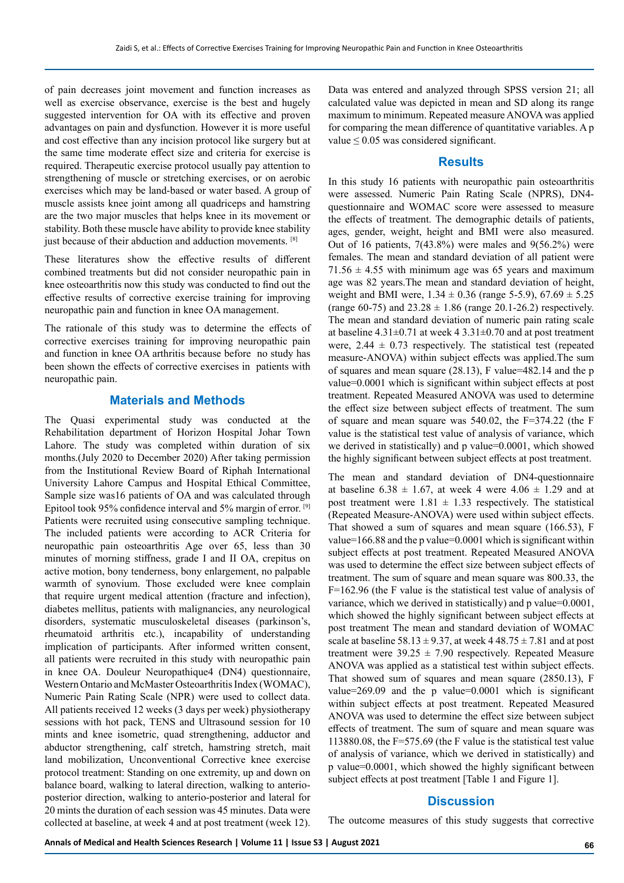of pain decreases joint movement and function increases as well as exercise observance, exercise is the best and hugely suggested intervention for OA with its effective and proven advantages on pain and dysfunction. However it is more useful and cost effective than any incision protocol like surgery but at the same time moderate effect size and criteria for exercise is required. Therapeutic exercise protocol usually pay attention to strengthening of muscle or stretching exercises, or on aerobic exercises which may be land-based or water based. A group of muscle assists knee joint among all quadriceps and hamstring are the two major muscles that helps knee in its movement or stability. Both these muscle have ability to provide knee stability just because of their abduction and adduction movements. [8]

These literatures show the effective results of different combined treatments but did not consider neuropathic pain in knee osteoarthritis now this study was conducted to find out the effective results of corrective exercise training for improving neuropathic pain and function in knee OA management.

The rationale of this study was to determine the effects of corrective exercises training for improving neuropathic pain and function in knee OA arthritis because before no study has been shown the effects of corrective exercises in patients with neuropathic pain.

## Materials and Methods

The Quasi experimental study was conducted at the Rehabilitation department of Horizon Hospital Johar Town Lahore. The study was completed within duration of six months.(July 2020 to December 2020) After taking permission from the Institutional Review Board of Riphah International University Lahore Campus and Hospital Ethical Committee, Sample size was16 patients of OA and was calculated through Epitool took 95% confidence interval and 5% margin of error. [9] Patients were recruited using consecutive sampling technique. The included patients were according to ACR Criteria for neuropathic pain osteoarthritis Age over 65, less than 30 minutes of morning stiffness, grade I and II OA, crepitus on active motion, bony tenderness, bony enlargement, no palpable warmth of synovium. Those excluded were knee complain that require urgent medical attention (fracture and infection), diabetes mellitus, patients with malignancies, any neurological disorders, systematic musculoskeletal diseases (parkinson's, rheumatoid arthritis etc.), incapability of understanding implication of participants. After informed written consent, all patients were recruited in this study with neuropathic pain in knee OA. Douleur Neuropathique4 (DN4) questionnaire, Western Ontario and McMaster Osteoarthritis Index (WOMAC), Numeric Pain Rating Scale (NPR) were used to collect data. All patients received 12 weeks (3 days per week) physiotherapy sessions with hot pack, TENS and Ultrasound session for 10 mints and knee isometric, quad strengthening, adductor and abductor strengthening, calf stretch, hamstring stretch, mait land mobilization, Unconventional Corrective knee exercise protocol treatment: Standing on one extremity, up and down on balance board, walking to lateral direction, walking to anterio-posterior direction, walking to anterio-posterior and lateral for 20 mints the duration of each session was 45 minutes. Data were collected at baseline, at week 4 and at post treatment (week 12). Data was entered and analyzed through SPSS version 21; all calculated value was depicted in mean and SD along its range maximum to minimum. Repeated measure ANOVA was applied for comparing the mean difference of quantitative variables. A p value ≤ 0.05 was considered significant.

## Results

In this study 16 patients with neuropathic pain osteoarthritis were assessed. Numeric Pain Rating Scale (NPRS), DN4-questionnaire and WOMAC score were assessed to measure the effects of treatment. The demographic details of patients, ages, gender, weight, height and BMI were also measured. Out of 16 patients, 7(43.8%) were males and 9(56.2%) were females. The mean and standard deviation of all patient were 71.56 ± 4.55 with minimum age was 65 years and maximum age was 82 years.The mean and standard deviation of height, weight and BMI were, 1.34 ± 0.36 (range 5-5.9), 67.69 ± 5.25 (range 60-75) and 23.28 ± 1.86 (range 20.1-26.2) respectively. The mean and standard deviation of numeric pain rating scale at baseline 4.31±0.71 at week 4 3.31±0.70 and at post treatment were, 2.44 ± 0.73 respectively. The statistical test (repeated measure-ANOVA) within subject effects was applied.The sum of squares and mean square (28.13), F value=482.14 and the p value=0.0001 which is significant within subject effects at post treatment. Repeated Measured ANOVA was used to determine the effect size between subject effects of treatment. The sum of square and mean square was 540.02, the F=374.22 (the F value is the statistical test value of analysis of variance, which we derived in statistically) and p value=0.0001, which showed the highly significant between subject effects at post treatment.

The mean and standard deviation of DN4-questionnaire at baseline 6.38 ± 1.67, at week 4 were 4.06 ± 1.29 and at post treatment were 1.81 ± 1.33 respectively. The statistical (Repeated Measure-ANOVA) were used within subject effects. That showed a sum of squares and mean square (166.53), F value=166.88 and the p value=0.0001 which is significant within subject effects at post treatment. Repeated Measured ANOVA was used to determine the effect size between subject effects of treatment. The sum of square and mean square was 800.33, the F=162.96 (the F value is the statistical test value of analysis of variance, which we derived in statistically) and p value=0.0001, which showed the highly significant between subject effects at post treatment The mean and standard deviation of WOMAC scale at baseline 58.13 ± 9.37, at week 4 48.75 ± 7.81 and at post treatment were 39.25 ± 7.90 respectively. Repeated Measure ANOVA was applied as a statistical test within subject effects. That showed sum of squares and mean square (2850.13), F value=269.09 and the p value=0.0001 which is significant within subject effects at post treatment. Repeated Measured ANOVA was used to determine the effect size between subject effects of treatment. The sum of square and mean square was 113880.08, the F=575.69 (the F value is the statistical test value of analysis of variance, which we derived in statistically) and p value=0.0001, which showed the highly significant between subject effects at post treatment [Table 1 and Figure 1].

## Discussion

The outcome measures of this study suggests that corrective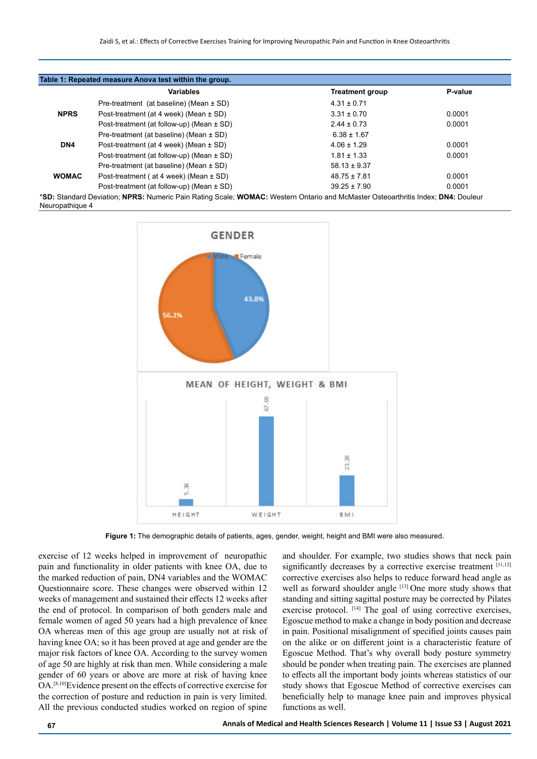**Table 1: Repeated measure Anova test within the group.**

|  | Variables | Treatment group | P-value |
|---|---|---|---|
| NPRS | Pre-treatment (at baseline) (Mean ± SD) | 4.31 ± 0.71 | |
| | Post-treatment (at 4 week) (Mean ± SD) | 3.31 ± 0.70 | 0.0001 |
| | Post-treatment (at follow-up) (Mean ± SD) | 2.44 ± 0.73 | 0.0001 |
| DN4 | Pre-treatment (at baseline) (Mean ± SD) | 6.38 ± 1.67 | |
| | Post-treatment (at 4 week) (Mean ± SD) | 4.06 ± 1.29 | 0.0001 |
| | Post-treatment (at follow-up) (Mean ± SD) | 1.81 ± 1.33 | 0.0001 |
| WOMAC | Pre-treatment (at baseline) (Mean ± SD) | 58.13 ± 9.37 | |
| | Post-treatment ( at 4 week) (Mean ± SD) | 48.75 ± 7.81 | 0.0001 |
| | Post-treatment (at follow-up) (Mean ± SD) | 39.25 ± 7.90 | 0.0001 |

*SD: Standard Deviation; **NPRS:** Numeric Pain Rating Scale; **WOMAC:** Western Ontario and McMaster Osteoarthritis Index; **DN4:** Douleur Neuropathique 4

**Figure 1:** The demographic details of patients, ages, gender, weight, height and BMI were also measured.

exercise of 12 weeks helped in improvement of neuropathic pain and functionality in older patients with knee OA, due to the marked reduction of pain, DN4 variables and the WOMAC Questionnaire score. These changes were observed within 12 weeks of management and sustained their effects 12 weeks after the end of protocol. In comparison of both genders male and female women of aged 50 years had a high prevalence of knee OA whereas men of this age group are usually not at risk of having knee OA; so it has been proved at age and gender are the major risk factors of knee OA. According to the survey women of age 50 are highly at risk than men. While considering a male gender of 60 years or above are more at risk of having knee OA.[8,10]Evidence present on the effects of corrective exercise for the correction of posture and reduction in pain is very limited. All the previous conducted studies worked on region of spine and shoulder. For example, two studies shows that neck pain significantly decreases by a corrective exercise treatment [11,12] corrective exercises also helps to reduce forward head angle as well as forward shoulder angle [13] One more study shows that standing and sitting sagittal posture may be corrected by Pilates exercise protocol. [14] The goal of using corrective exercises, Egoscue method to make a change in body position and decrease in pain. Positional misalignment of specified joints causes pain on the alike or on different joint is a characteristic feature of Egoscue Method. That's why overall body posture symmetry should be ponder when treating pain. The exercises are planned to effects all the important body joints whereas statistics of our study shows that Egoscue Method of corrective exercises can beneficially help to manage knee pain and improves physical functions as well.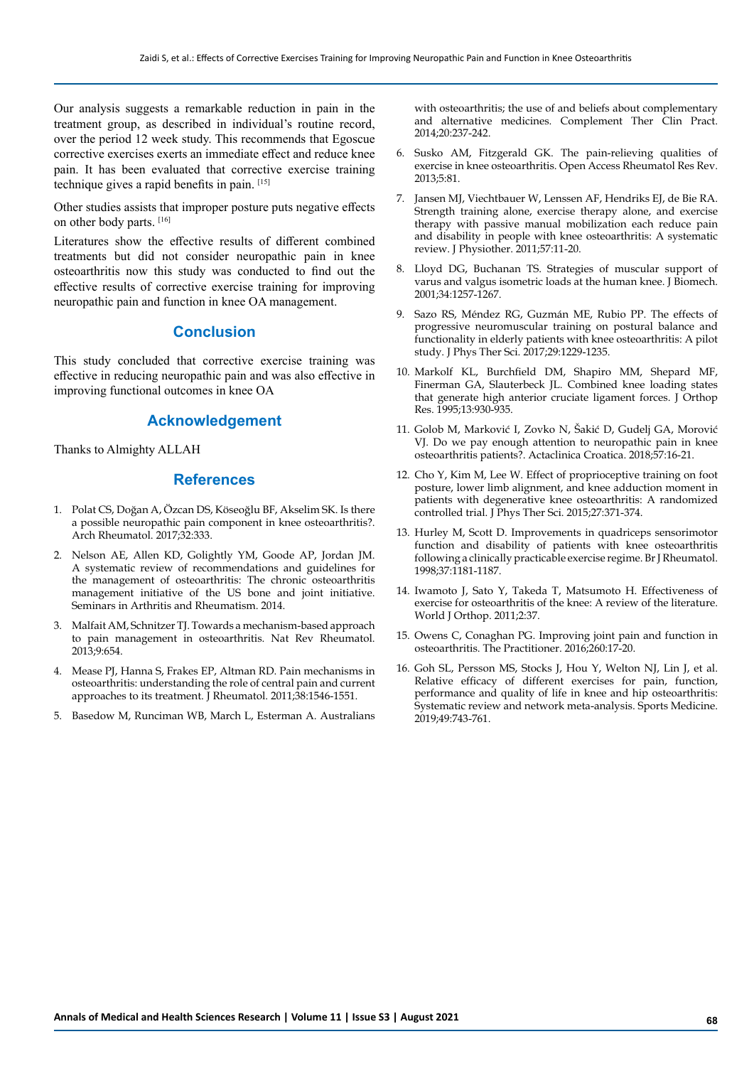Our analysis suggests a remarkable reduction in pain in the treatment group, as described in individual's routine record, over the period 12 week study. This recommends that Egoscue corrective exercises exerts an immediate effect and reduce knee pain. It has been evaluated that corrective exercise training technique gives a rapid benefits in pain. [15]

Other studies assists that improper posture puts negative effects on other body parts. [16]

Literatures show the effective results of different combined treatments but did not consider neuropathic pain in knee osteoarthritis now this study was conducted to find out the effective results of corrective exercise training for improving neuropathic pain and function in knee OA management.

## Conclusion

This study concluded that corrective exercise training was effective in reducing neuropathic pain and was also effective in improving functional outcomes in knee OA

## Acknowledgement

Thanks to Almighty ALLAH

## References

1. Polat CS, Doğan A, Özcan DS, Köseoğlu BF, Akselim SK. Is there a possible neuropathic pain component in knee osteoarthritis?. Arch Rheumatol. 2017;32:333.
2. Nelson AE, Allen KD, Golightly YM, Goode AP, Jordan JM. A systematic review of recommendations and guidelines for the management of osteoarthritis: The chronic osteoarthritis management initiative of the US bone and joint initiative. Seminars in Arthritis and Rheumatism. 2014.
3. Malfait AM, Schnitzer TJ. Towards a mechanism-based approach to pain management in osteoarthritis. Nat Rev Rheumatol. 2013;9:654.
4. Mease PJ, Hanna S, Frakes EP, Altman RD. Pain mechanisms in osteoarthritis: understanding the role of central pain and current approaches to its treatment. J Rheumatol. 2011;38:1546-1551.
5. Basedow M, Runciman WB, March L, Esterman A. Australians with osteoarthritis; the use of and beliefs about complementary and alternative medicines. Complement Ther Clin Pract. 2014;20:237-242.
6. Susko AM, Fitzgerald GK. The pain-relieving qualities of exercise in knee osteoarthritis. Open Access Rheumatol Res Rev. 2013;5:81.
7. Jansen MJ, Viechtbauer W, Lenssen AF, Hendriks EJ, de Bie RA. Strength training alone, exercise therapy alone, and exercise therapy with passive manual mobilization each reduce pain and disability in people with knee osteoarthritis: A systematic review. J Physiother. 2011;57:11-20.
8. Lloyd DG, Buchanan TS. Strategies of muscular support of varus and valgus isometric loads at the human knee. J Biomech. 2001;34:1257-1267.
9. Sazo RS, Méndez RG, Guzmán ME, Rubio PP. The effects of progressive neuromuscular training on postural balance and functionality in elderly patients with knee osteoarthritis: A pilot study. J Phys Ther Sci. 2017;29:1229-1235.
10. Markolf KL, Burchfield DM, Shapiro MM, Shepard MF, Finerman GA, Slauterbeck JL. Combined knee loading states that generate high anterior cruciate ligament forces. J Orthop Res. 1995;13:930-935.
11. Golob M, Marković I, Zovko N, Šakić D, Gudelj GA, Morović VJ. Do we pay enough attention to neuropathic pain in knee osteoarthritis patients?. Actaclinica Croatica. 2018;57:16-21.
12. Cho Y, Kim M, Lee W. Effect of proprioceptive training on foot posture, lower limb alignment, and knee adduction moment in patients with degenerative knee osteoarthritis: A randomized controlled trial. J Phys Ther Sci. 2015;27:371-374.
13. Hurley M, Scott D. Improvements in quadriceps sensorimotor function and disability of patients with knee osteoarthritis following a clinically practicable exercise regime. Br J Rheumatol. 1998;37:1181-1187.
14. Iwamoto J, Sato Y, Takeda T, Matsumoto H. Effectiveness of exercise for osteoarthritis of the knee: A review of the literature. World J Orthop. 2011;2:37.
15. Owens C, Conaghan PG. Improving joint pain and function in osteoarthritis. The Practitioner. 2016;260:17-20.
16. Goh SL, Persson MS, Stocks J, Hou Y, Welton NJ, Lin J, et al. Relative efficacy of different exercises for pain, function, performance and quality of life in knee and hip osteoarthritis: Systematic review and network meta-analysis. Sports Medicine. 2019;49:743-761.